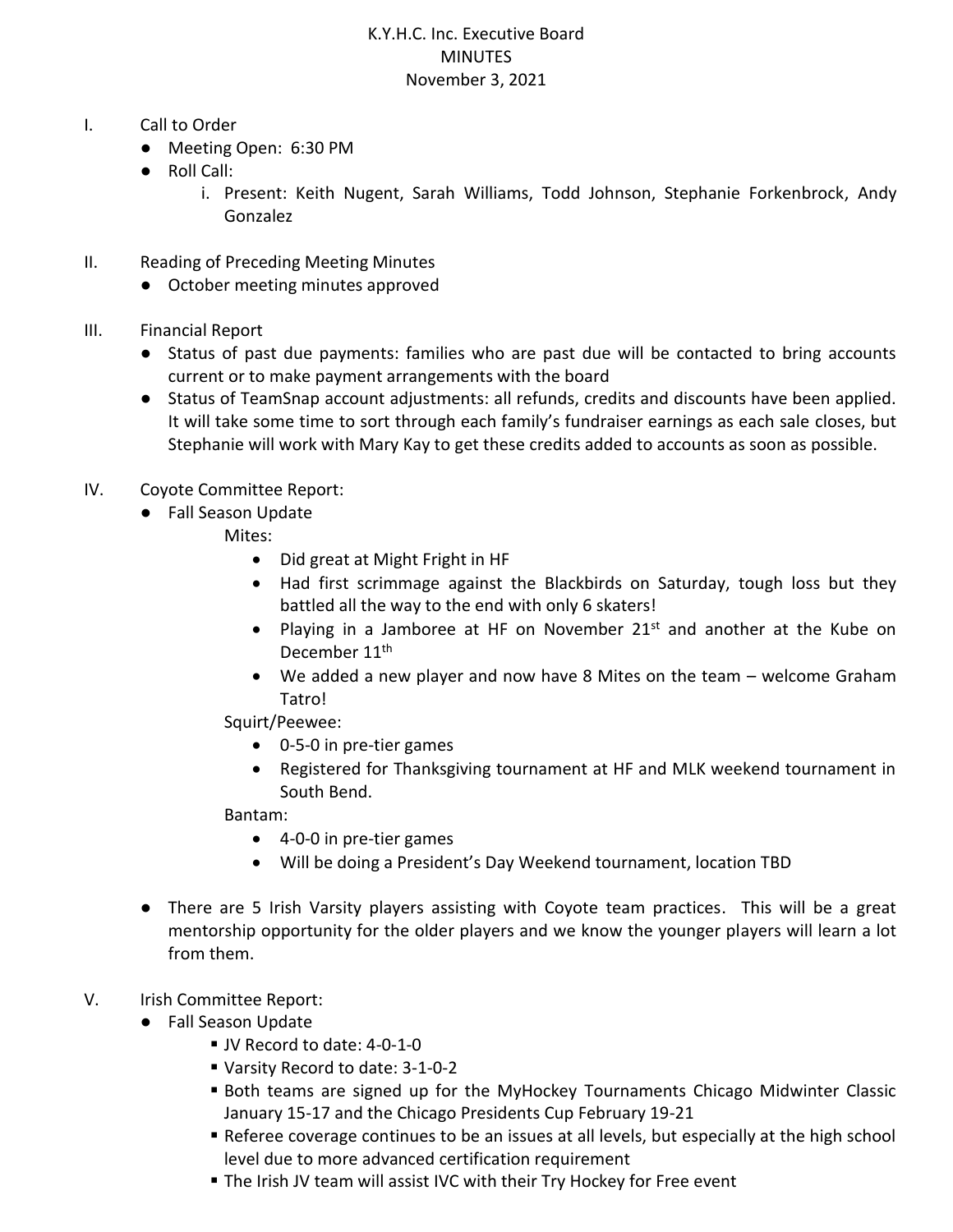# K.Y.H.C. Inc. Executive Board
## MINUTES
### November 3, 2021

I. Call to Order
   - Meeting Open: 6:30 PM
   - Roll Call:
     - i. Present: Keith Nugent, Sarah Williams, Todd Johnson, Stephanie Forkenbrock, Andy Gonzalez

II. Reading of Preceding Meeting Minutes
   - October meeting minutes approved

III. Financial Report
   - Status of past due payments: families who are past due will be contacted to bring accounts current or to make payment arrangements with the board
   - Status of TeamSnap account adjustments: all refunds, credits and discounts have been applied. It will take some time to sort through each family's fundraiser earnings as each sale closes, but Stephanie will work with Mary Kay to get these credits added to accounts as soon as possible.

IV. Coyote Committee Report:
   - Fall Season Update

     Mites:
     - Did great at Might Fright in HF
     - Had first scrimmage against the Blackbirds on Saturday, tough loss but they battled all the way to the end with only 6 skaters!
     - Playing in a Jamboree at HF on November 21st and another at the Kube on December 11th
     - We added a new player and now have 8 Mites on the team – welcome Graham Tatro!

     Squirt/Peewee:
     - 0-5-0 in pre-tier games
     - Registered for Thanksgiving tournament at HF and MLK weekend tournament in South Bend.

     Bantam:
     - 4-0-0 in pre-tier games
     - Will be doing a President's Day Weekend tournament, location TBD

   - There are 5 Irish Varsity players assisting with Coyote team practices. This will be a great mentorship opportunity for the older players and we know the younger players will learn a lot from them.

V. Irish Committee Report:
   - Fall Season Update
     - JV Record to date: 4-0-1-0
     - Varsity Record to date: 3-1-0-2
     - Both teams are signed up for the MyHockey Tournaments Chicago Midwinter Classic January 15-17 and the Chicago Presidents Cup February 19-21
     - Referee coverage continues to be an issues at all levels, but especially at the high school level due to more advanced certification requirement
     - The Irish JV team will assist IVC with their Try Hockey for Free event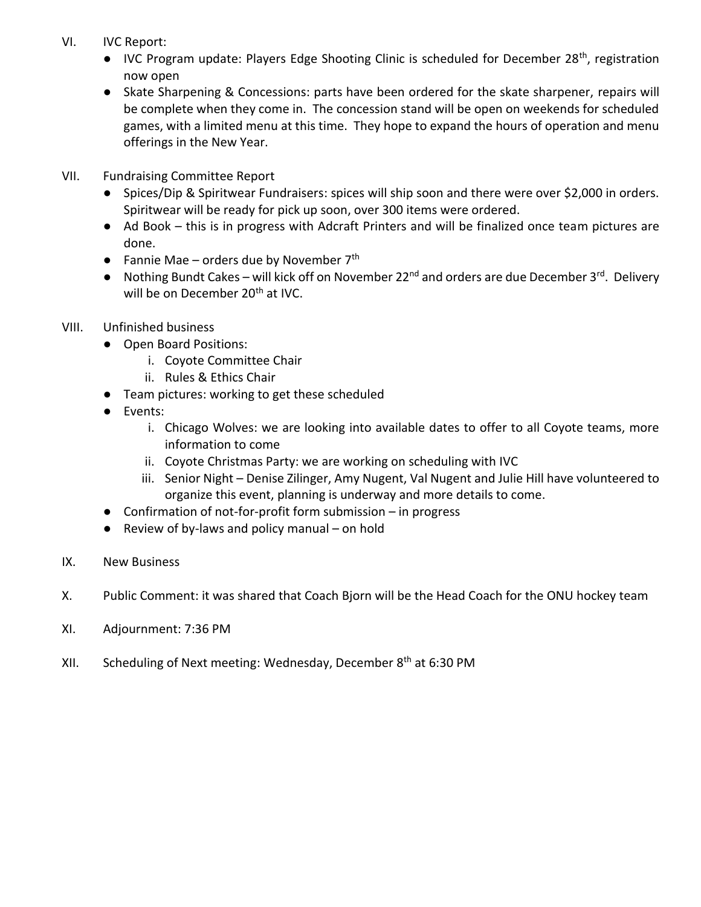VI. IVC Report:

- IVC Program update: Players Edge Shooting Clinic is scheduled for December 28th, registration now open
- Skate Sharpening & Concessions: parts have been ordered for the skate sharpener, repairs will be complete when they come in. The concession stand will be open on weekends for scheduled games, with a limited menu at this time. They hope to expand the hours of operation and menu offerings in the New Year.

VII. Fundraising Committee Report

- Spices/Dip & Spiritwear Fundraisers: spices will ship soon and there were over $2,000 in orders. Spiritwear will be ready for pick up soon, over 300 items were ordered.
- Ad Book – this is in progress with Adcraft Printers and will be finalized once team pictures are done.
- Fannie Mae – orders due by November 7th
- Nothing Bundt Cakes – will kick off on November 22nd and orders are due December 3rd. Delivery will be on December 20th at IVC.

VIII. Unfinished business

- Open Board Positions:
  - i. Coyote Committee Chair
  - ii. Rules & Ethics Chair
- Team pictures: working to get these scheduled
- Events:
  - i. Chicago Wolves: we are looking into available dates to offer to all Coyote teams, more information to come
  - ii. Coyote Christmas Party: we are working on scheduling with IVC
  - iii. Senior Night – Denise Zilinger, Amy Nugent, Val Nugent and Julie Hill have volunteered to organize this event, planning is underway and more details to come.
- Confirmation of not-for-profit form submission – in progress
- Review of by-laws and policy manual – on hold

IX. New Business

X. Public Comment: it was shared that Coach Bjorn will be the Head Coach for the ONU hockey team

XI. Adjournment: 7:36 PM

XII. Scheduling of Next meeting: Wednesday, December 8th at 6:30 PM